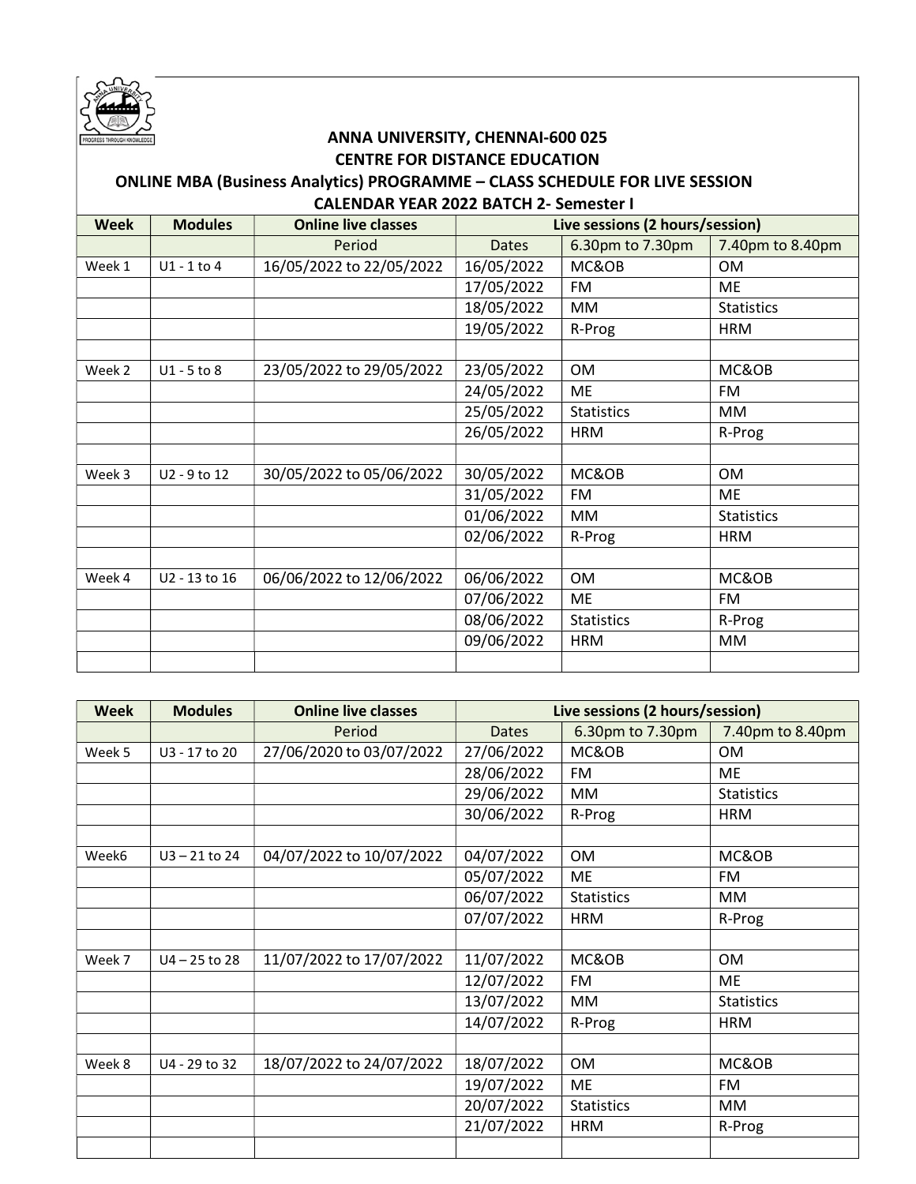# ANNA UNIVERSITY, CHENNAI-600 025

## CENTRE FOR DISTANCE EDUCATION

## ONLINE MBA (Business Analytics) PROGRAMME – CLASS SCHEDULE FOR LIVE SESSION

## CALENDAR YEAR 2022 BATCH 2- Semester I

| Week | Modules | Online live classes | Live sessions (2 hours/session) | | |
|---|---|---|---|---|---|
| | | Period | Dates | 6.30pm to 7.30pm | 7.40pm to 8.40pm |
| Week 1 | U1 - 1 to 4 | 16/05/2022 to 22/05/2022 | 16/05/2022 | MC&OB | OM |
| | | | 17/05/2022 | FM | ME |
| | | | 18/05/2022 | MM | Statistics |
| | | | 19/05/2022 | R-Prog | HRM |
| | | | | | |
| Week 2 | U1 - 5 to 8 | 23/05/2022 to 29/05/2022 | 23/05/2022 | OM | MC&OB |
| | | | 24/05/2022 | ME | FM |
| | | | 25/05/2022 | Statistics | MM |
| | | | 26/05/2022 | HRM | R-Prog |
| | | | | | |
| Week 3 | U2 - 9 to 12 | 30/05/2022 to 05/06/2022 | 30/05/2022 | MC&OB | OM |
| | | | 31/05/2022 | FM | ME |
| | | | 01/06/2022 | MM | Statistics |
| | | | 02/06/2022 | R-Prog | HRM |
| | | | | | |
| Week 4 | U2 - 13 to 16 | 06/06/2022 to 12/06/2022 | 06/06/2022 | OM | MC&OB |
| | | | 07/06/2022 | ME | FM |
| | | | 08/06/2022 | Statistics | R-Prog |
| | | | 09/06/2022 | HRM | MM |
| | | | | | |

| Week | Modules | Online live classes | Live sessions (2 hours/session) | | |
|---|---|---|---|---|---|
| | | Period | Dates | 6.30pm to 7.30pm | 7.40pm to 8.40pm |
| Week 5 | U3 - 17 to 20 | 27/06/2020 to 03/07/2022 | 27/06/2022 | MC&OB | OM |
| | | | 28/06/2022 | FM | ME |
| | | | 29/06/2022 | MM | Statistics |
| | | | 30/06/2022 | R-Prog | HRM |
| | | | | | |
| Week6 | U3 – 21 to 24 | 04/07/2022 to 10/07/2022 | 04/07/2022 | OM | MC&OB |
| | | | 05/07/2022 | ME | FM |
| | | | 06/07/2022 | Statistics | MM |
| | | | 07/07/2022 | HRM | R-Prog |
| | | | | | |
| Week 7 | U4 – 25 to 28 | 11/07/2022 to 17/07/2022 | 11/07/2022 | MC&OB | OM |
| | | | 12/07/2022 | FM | ME |
| | | | 13/07/2022 | MM | Statistics |
| | | | 14/07/2022 | R-Prog | HRM |
| | | | | | |
| Week 8 | U4 - 29 to 32 | 18/07/2022 to 24/07/2022 | 18/07/2022 | OM | MC&OB |
| | | | 19/07/2022 | ME | FM |
| | | | 20/07/2022 | Statistics | MM |
| | | | 21/07/2022 | HRM | R-Prog |
| | | | | | |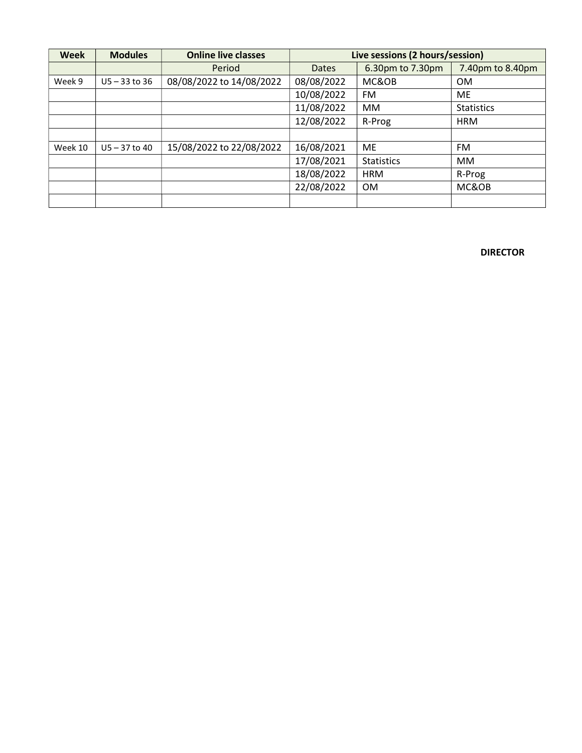| Week | Modules | Online live classes | Live sessions (2 hours/session) | | |
|---|---|---|---|---|---|
| | | Period | Dates | 6.30pm to 7.30pm | 7.40pm to 8.40pm |
| Week 9 | U5 – 33 to 36 | 08/08/2022 to 14/08/2022 | 08/08/2022 | MC&OB | OM |
| | | | 10/08/2022 | FM | ME |
| | | | 11/08/2022 | MM | Statistics |
| | | | 12/08/2022 | R-Prog | HRM |
| | | | | | |
| Week 10 | U5 – 37 to 40 | 15/08/2022 to 22/08/2022 | 16/08/2021 | ME | FM |
| | | | 17/08/2021 | Statistics | MM |
| | | | 18/08/2022 | HRM | R-Prog |
| | | | 22/08/2022 | OM | MC&OB |
| | | | | | |

**DIRECTOR**